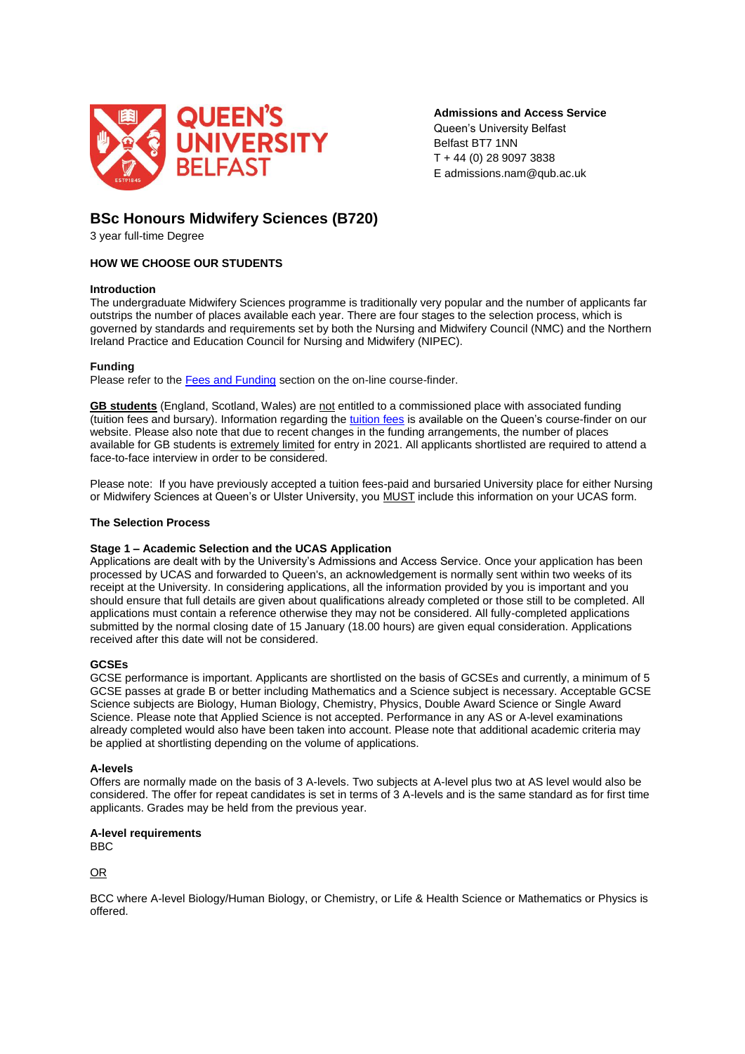**Admissions and Access Service**
Queen's University Belfast
Belfast BT7 1NN
T + 44 (0) 28 9097 3838
E admissions.nam@qub.ac.uk

# BSc Honours Midwifery Sciences (B720)

3 year full-time Degree

## HOW WE CHOOSE OUR STUDENTS

### Introduction

The undergraduate Midwifery Sciences programme is traditionally very popular and the number of applicants far outstrips the number of places available each year. There are four stages to the selection process, which is governed by standards and requirements set by both the Nursing and Midwifery Council (NMC) and the Northern Ireland Practice and Education Council for Nursing and Midwifery (NIPEC).

### Funding

Please refer to the Fees and Funding section on the on-line course-finder.

**GB students** (England, Scotland, Wales) are not entitled to a commissioned place with associated funding (tuition fees and bursary). Information regarding the tuition fees is available on the Queen's course-finder on our website. Please also note that due to recent changes in the funding arrangements, the number of places available for GB students is extremely limited for entry in 2021. All applicants shortlisted are required to attend a face-to-face interview in order to be considered.

Please note: If you have previously accepted a tuition fees-paid and bursaried University place for either Nursing or Midwifery Sciences at Queen's or Ulster University, you MUST include this information on your UCAS form.

### The Selection Process

#### Stage 1 – Academic Selection and the UCAS Application

Applications are dealt with by the University's Admissions and Access Service. Once your application has been processed by UCAS and forwarded to Queen's, an acknowledgement is normally sent within two weeks of its receipt at the University. In considering applications, all the information provided by you is important and you should ensure that full details are given about qualifications already completed or those still to be completed. All applications must contain a reference otherwise they may not be considered. All fully-completed applications submitted by the normal closing date of 15 January (18.00 hours) are given equal consideration. Applications received after this date will not be considered.

#### GCSEs

GCSE performance is important. Applicants are shortlisted on the basis of GCSEs and currently, a minimum of 5 GCSE passes at grade B or better including Mathematics and a Science subject is necessary. Acceptable GCSE Science subjects are Biology, Human Biology, Chemistry, Physics, Double Award Science or Single Award Science. Please note that Applied Science is not accepted. Performance in any AS or A-level examinations already completed would also have been taken into account. Please note that additional academic criteria may be applied at shortlisting depending on the volume of applications.

#### A-levels

Offers are normally made on the basis of 3 A-levels. Two subjects at A-level plus two at AS level would also be considered. The offer for repeat candidates is set in terms of 3 A-levels and is the same standard as for first time applicants. Grades may be held from the previous year.

#### A-level requirements

BBC

OR

BCC where A-level Biology/Human Biology, or Chemistry, or Life & Health Science or Mathematics or Physics is offered.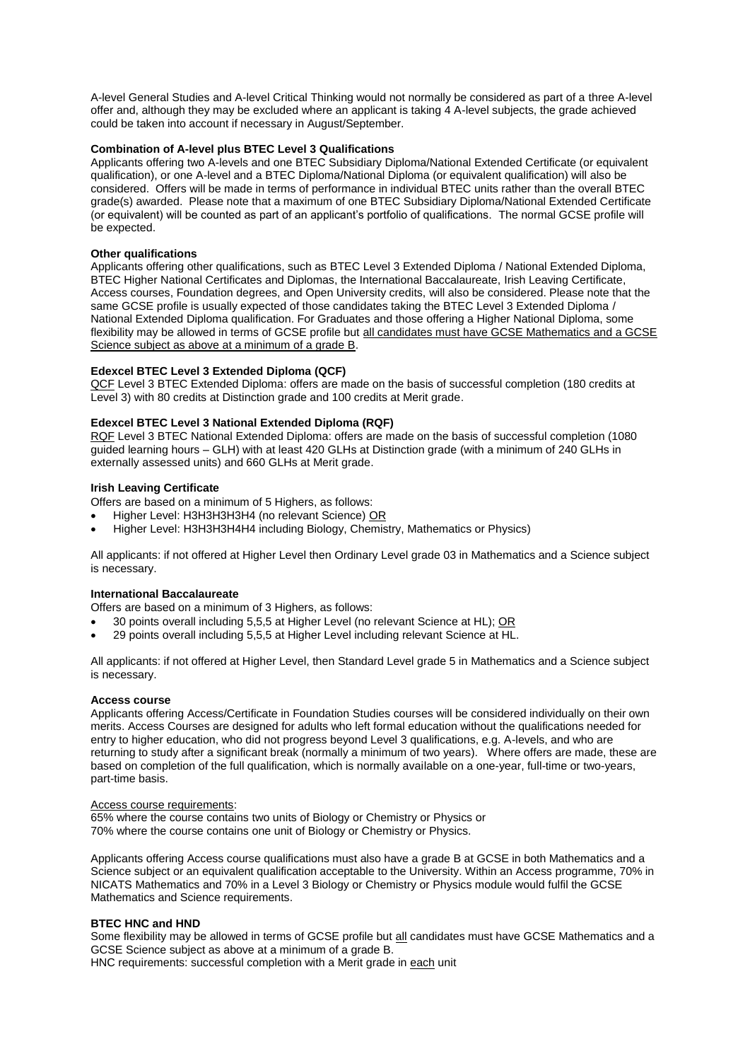A-level General Studies and A-level Critical Thinking would not normally be considered as part of a three A-level offer and, although they may be excluded where an applicant is taking 4 A-level subjects, the grade achieved could be taken into account if necessary in August/September.

**Combination of A-level plus BTEC Level 3 Qualifications**

Applicants offering two A-levels and one BTEC Subsidiary Diploma/National Extended Certificate (or equivalent qualification), or one A-level and a BTEC Diploma/National Diploma (or equivalent qualification) will also be considered. Offers will be made in terms of performance in individual BTEC units rather than the overall BTEC grade(s) awarded. Please note that a maximum of one BTEC Subsidiary Diploma/National Extended Certificate (or equivalent) will be counted as part of an applicant's portfolio of qualifications. The normal GCSE profile will be expected.

**Other qualifications**

Applicants offering other qualifications, such as BTEC Level 3 Extended Diploma / National Extended Diploma, BTEC Higher National Certificates and Diplomas, the International Baccalaureate, Irish Leaving Certificate, Access courses, Foundation degrees, and Open University credits, will also be considered. Please note that the same GCSE profile is usually expected of those candidates taking the BTEC Level 3 Extended Diploma / National Extended Diploma qualification. For Graduates and those offering a Higher National Diploma, some flexibility may be allowed in terms of GCSE profile but <u>all candidates must have GCSE Mathematics and a GCSE Science subject as above at a minimum of a grade B</u>.

**Edexcel BTEC Level 3 Extended Diploma (QCF)**

<u>QCF</u> Level 3 BTEC Extended Diploma: offers are made on the basis of successful completion (180 credits at Level 3) with 80 credits at Distinction grade and 100 credits at Merit grade.

**Edexcel BTEC Level 3 National Extended Diploma (RQF)**

<u>RQF</u> Level 3 BTEC National Extended Diploma: offers are made on the basis of successful completion (1080 guided learning hours – GLH) with at least 420 GLHs at Distinction grade (with a minimum of 240 GLHs in externally assessed units) and 660 GLHs at Merit grade.

**Irish Leaving Certificate**

Offers are based on a minimum of 5 Highers, as follows:

- Higher Level: H3H3H3H3H4 (no relevant Science) <u>OR</u>
- Higher Level: H3H3H3H4H4 including Biology, Chemistry, Mathematics or Physics)

All applicants: if not offered at Higher Level then Ordinary Level grade 03 in Mathematics and a Science subject is necessary.

**International Baccalaureate**

Offers are based on a minimum of 3 Highers, as follows:

- 30 points overall including 5,5,5 at Higher Level (no relevant Science at HL); <u>OR</u>
- 29 points overall including 5,5,5 at Higher Level including relevant Science at HL.

All applicants: if not offered at Higher Level, then Standard Level grade 5 in Mathematics and a Science subject is necessary.

**Access course**

Applicants offering Access/Certificate in Foundation Studies courses will be considered individually on their own merits. Access Courses are designed for adults who left formal education without the qualifications needed for entry to higher education, who did not progress beyond Level 3 qualifications, e.g. A-levels, and who are returning to study after a significant break (normally a minimum of two years). Where offers are made, these are based on completion of the full qualification, which is normally available on a one-year, full-time or two-years, part-time basis.

<u>Access course requirements</u>:

65% where the course contains two units of Biology or Chemistry or Physics or
70% where the course contains one unit of Biology or Chemistry or Physics.

Applicants offering Access course qualifications must also have a grade B at GCSE in both Mathematics and a Science subject or an equivalent qualification acceptable to the University. Within an Access programme, 70% in NICATS Mathematics and 70% in a Level 3 Biology or Chemistry or Physics module would fulfil the GCSE Mathematics and Science requirements.

**BTEC HNC and HND**

Some flexibility may be allowed in terms of GCSE profile but <u>all</u> candidates must have GCSE Mathematics and a GCSE Science subject as above at a minimum of a grade B.

HNC requirements: successful completion with a Merit grade in <u>each</u> unit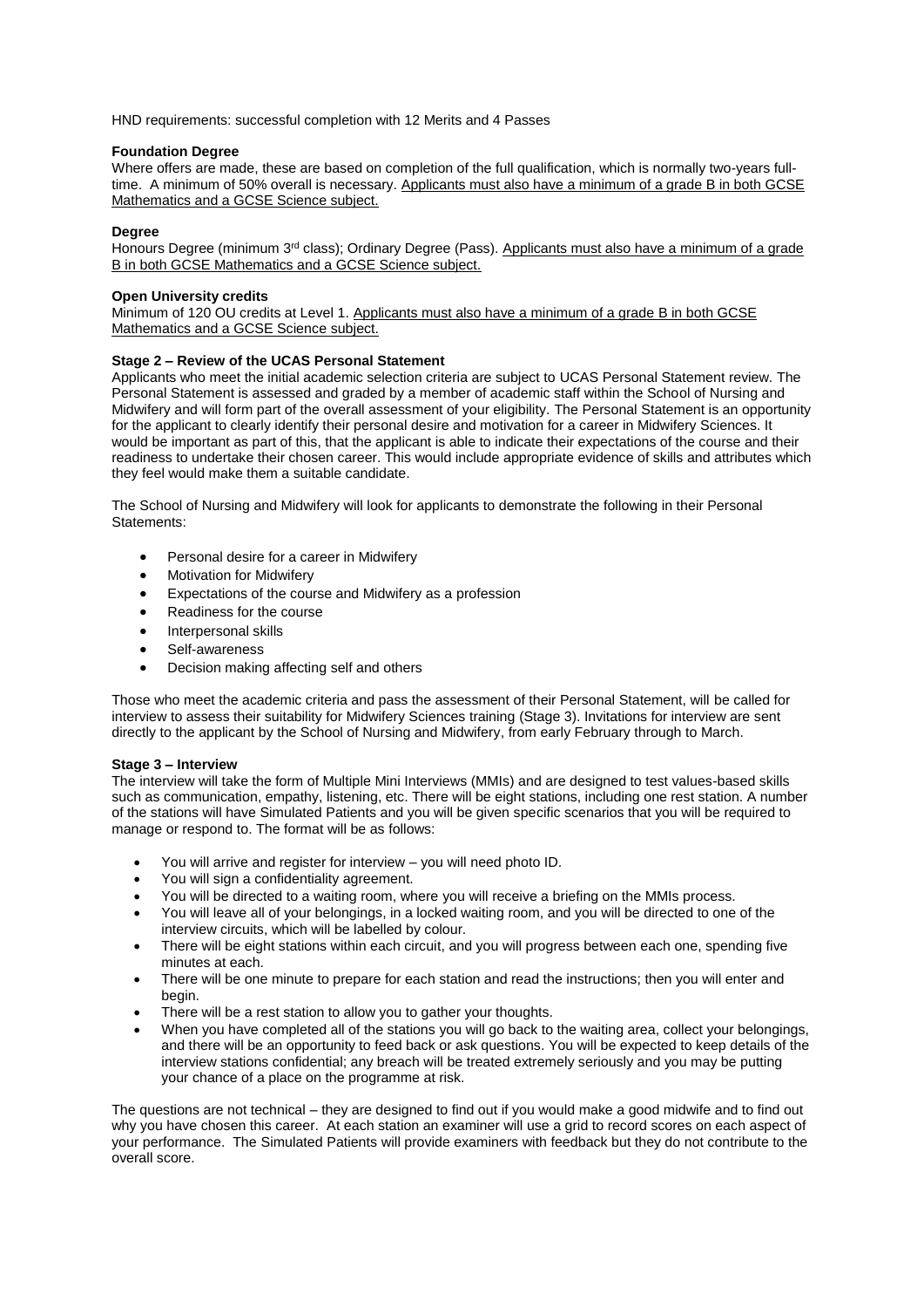HND requirements: successful completion with 12 Merits and 4 Passes

**Foundation Degree**

Where offers are made, these are based on completion of the full qualification, which is normally two-years full-time. A minimum of 50% overall is necessary. Applicants must also have a minimum of a grade B in both GCSE Mathematics and a GCSE Science subject.

**Degree**

Honours Degree (minimum 3rd class); Ordinary Degree (Pass). Applicants must also have a minimum of a grade B in both GCSE Mathematics and a GCSE Science subject.

**Open University credits**

Minimum of 120 OU credits at Level 1. Applicants must also have a minimum of a grade B in both GCSE Mathematics and a GCSE Science subject.

**Stage 2 – Review of the UCAS Personal Statement**

Applicants who meet the initial academic selection criteria are subject to UCAS Personal Statement review. The Personal Statement is assessed and graded by a member of academic staff within the School of Nursing and Midwifery and will form part of the overall assessment of your eligibility. The Personal Statement is an opportunity for the applicant to clearly identify their personal desire and motivation for a career in Midwifery Sciences. It would be important as part of this, that the applicant is able to indicate their expectations of the course and their readiness to undertake their chosen career. This would include appropriate evidence of skills and attributes which they feel would make them a suitable candidate.

The School of Nursing and Midwifery will look for applicants to demonstrate the following in their Personal Statements:

- Personal desire for a career in Midwifery
- Motivation for Midwifery
- Expectations of the course and Midwifery as a profession
- Readiness for the course
- Interpersonal skills
- Self-awareness
- Decision making affecting self and others

Those who meet the academic criteria and pass the assessment of their Personal Statement, will be called for interview to assess their suitability for Midwifery Sciences training (Stage 3). Invitations for interview are sent directly to the applicant by the School of Nursing and Midwifery, from early February through to March.

**Stage 3 – Interview**

The interview will take the form of Multiple Mini Interviews (MMIs) and are designed to test values-based skills such as communication, empathy, listening, etc. There will be eight stations, including one rest station. A number of the stations will have Simulated Patients and you will be given specific scenarios that you will be required to manage or respond to. The format will be as follows:

- You will arrive and register for interview – you will need photo ID.
- You will sign a confidentiality agreement.
- You will be directed to a waiting room, where you will receive a briefing on the MMIs process.
- You will leave all of your belongings, in a locked waiting room, and you will be directed to one of the interview circuits, which will be labelled by colour.
- There will be eight stations within each circuit, and you will progress between each one, spending five minutes at each.
- There will be one minute to prepare for each station and read the instructions; then you will enter and begin.
- There will be a rest station to allow you to gather your thoughts.
- When you have completed all of the stations you will go back to the waiting area, collect your belongings, and there will be an opportunity to feed back or ask questions. You will be expected to keep details of the interview stations confidential; any breach will be treated extremely seriously and you may be putting your chance of a place on the programme at risk.

The questions are not technical – they are designed to find out if you would make a good midwife and to find out why you have chosen this career. At each station an examiner will use a grid to record scores on each aspect of your performance. The Simulated Patients will provide examiners with feedback but they do not contribute to the overall score.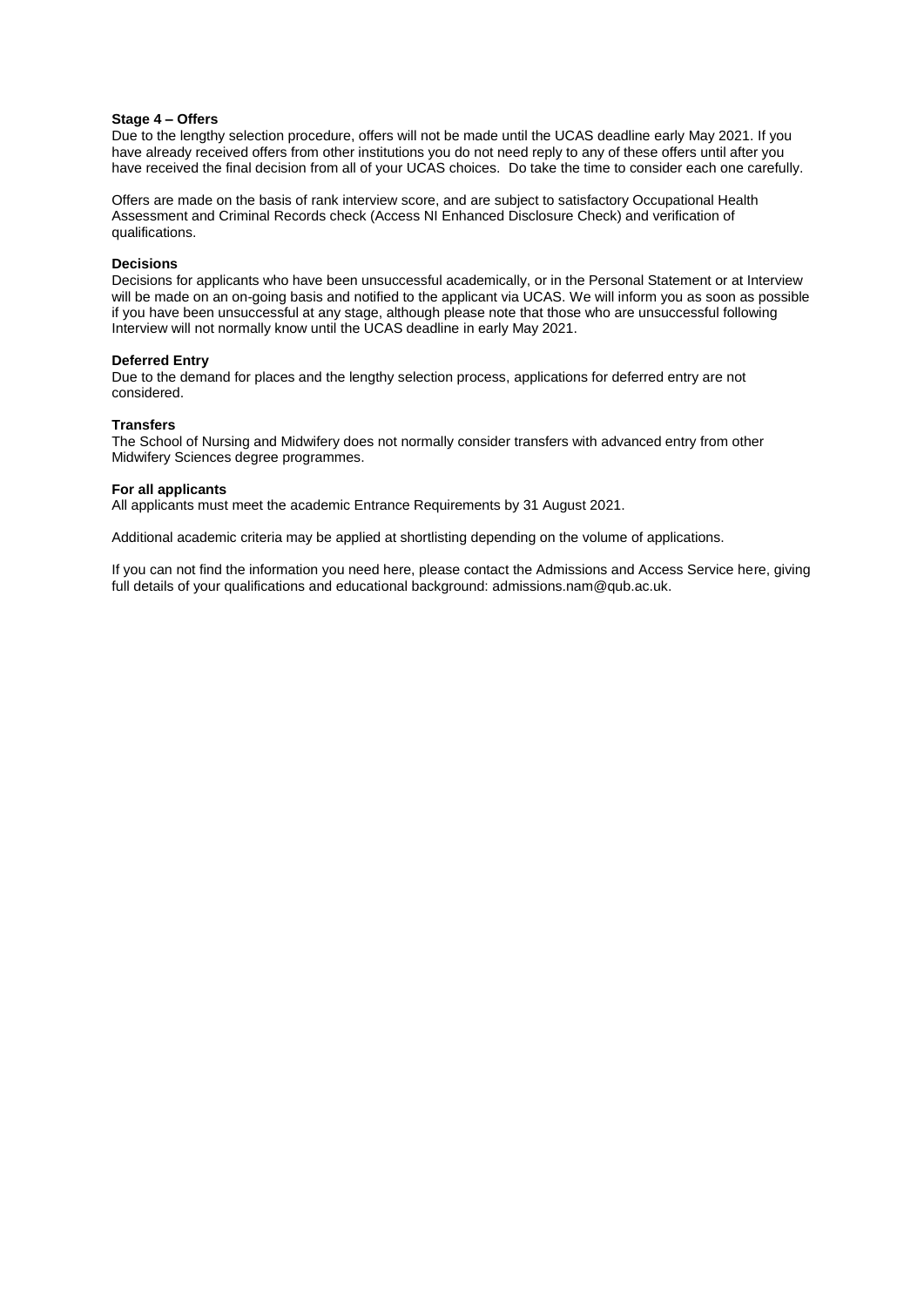**Stage 4 – Offers**

Due to the lengthy selection procedure, offers will not be made until the UCAS deadline early May 2021. If you have already received offers from other institutions you do not need reply to any of these offers until after you have received the final decision from all of your UCAS choices. Do take the time to consider each one carefully.

Offers are made on the basis of rank interview score, and are subject to satisfactory Occupational Health Assessment and Criminal Records check (Access NI Enhanced Disclosure Check) and verification of qualifications.

**Decisions**

Decisions for applicants who have been unsuccessful academically, or in the Personal Statement or at Interview will be made on an on-going basis and notified to the applicant via UCAS. We will inform you as soon as possible if you have been unsuccessful at any stage, although please note that those who are unsuccessful following Interview will not normally know until the UCAS deadline in early May 2021.

**Deferred Entry**

Due to the demand for places and the lengthy selection process, applications for deferred entry are not considered.

**Transfers**

The School of Nursing and Midwifery does not normally consider transfers with advanced entry from other Midwifery Sciences degree programmes.

**For all applicants**

All applicants must meet the academic Entrance Requirements by 31 August 2021.

Additional academic criteria may be applied at shortlisting depending on the volume of applications.

If you can not find the information you need here, please contact the Admissions and Access Service here, giving full details of your qualifications and educational background: admissions.nam@qub.ac.uk.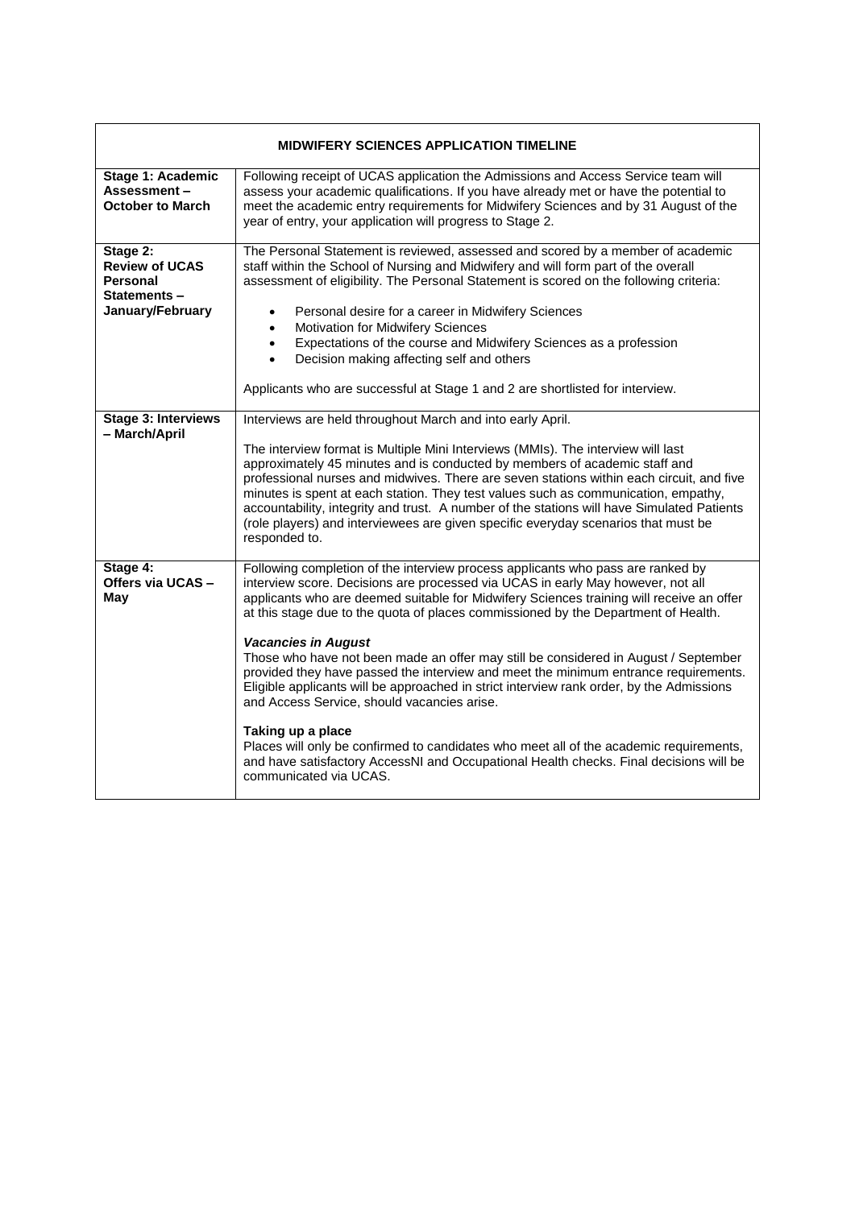| MIDWIFERY SCIENCES APPLICATION TIMELINE | |
|---|---|
| **Stage 1: Academic Assessment – October to March** | Following receipt of UCAS application the Admissions and Access Service team will assess your academic qualifications. If you have already met or have the potential to meet the academic entry requirements for Midwifery Sciences and by 31 August of the year of entry, your application will progress to Stage 2. |
| **Stage 2: Review of UCAS Personal Statements – January/February** | The Personal Statement is reviewed, assessed and scored by a member of academic staff within the School of Nursing and Midwifery and will form part of the overall assessment of eligibility. The Personal Statement is scored on the following criteria:<br><br>• Personal desire for a career in Midwifery Sciences<br>• Motivation for Midwifery Sciences<br>• Expectations of the course and Midwifery Sciences as a profession<br>• Decision making affecting self and others<br><br>Applicants who are successful at Stage 1 and 2 are shortlisted for interview. |
| **Stage 3: Interviews – March/April** | Interviews are held throughout March and into early April.<br><br>The interview format is Multiple Mini Interviews (MMIs). The interview will last approximately 45 minutes and is conducted by members of academic staff and professional nurses and midwives. There are seven stations within each circuit, and five minutes is spent at each station. They test values such as communication, empathy, accountability, integrity and trust. A number of the stations will have Simulated Patients (role players) and interviewees are given specific everyday scenarios that must be responded to. |
| **Stage 4: Offers via UCAS – May** | Following completion of the interview process applicants who pass are ranked by interview score. Decisions are processed via UCAS in early May however, not all applicants who are deemed suitable for Midwifery Sciences training will receive an offer at this stage due to the quota of places commissioned by the Department of Health.<br><br>***Vacancies in August***<br>Those who have not been made an offer may still be considered in August / September provided they have passed the interview and meet the minimum entrance requirements. Eligible applicants will be approached in strict interview rank order, by the Admissions and Access Service, should vacancies arise.<br><br>**Taking up a place**<br>Places will only be confirmed to candidates who meet all of the academic requirements, and have satisfactory AccessNI and Occupational Health checks. Final decisions will be communicated via UCAS. |